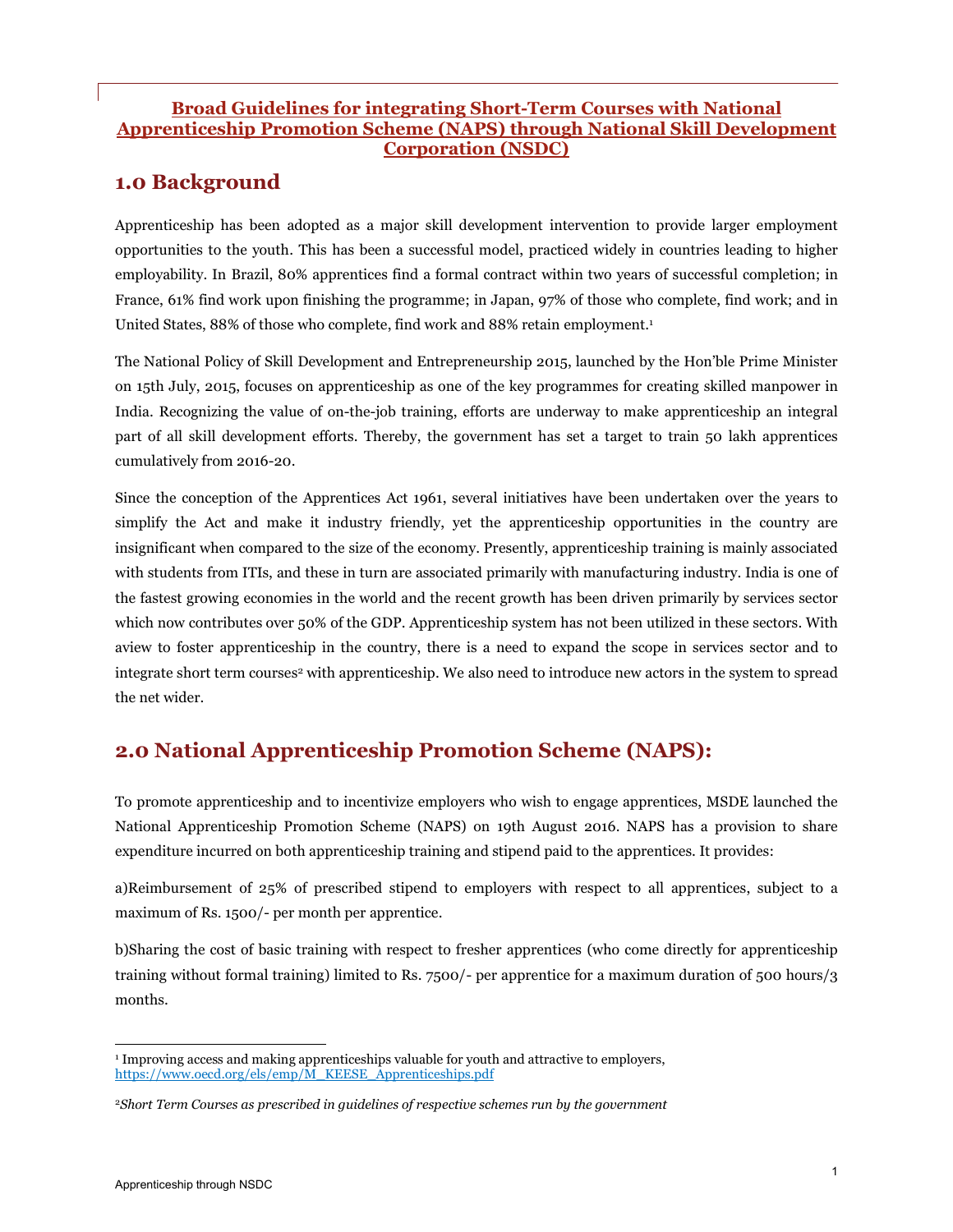# Broad Guidelines for integrating Short-Term Courses with National Apprenticeship Promotion Scheme (NAPS) through National Skill Development Corporation (NSDC)

## 1.0 Background

Apprenticeship has been adopted as a major skill development intervention to provide larger employment opportunities to the youth. This has been a successful model, practiced widely in countries leading to higher employability. In Brazil, 80% apprentices find a formal contract within two years of successful completion; in France, 61% find work upon finishing the programme; in Japan, 97% of those who complete, find work; and in United States, 88% of those who complete, find work and 88% retain employment.[1]

The National Policy of Skill Development and Entrepreneurship 2015, launched by the Hon'ble Prime Minister on 15th July, 2015, focuses on apprenticeship as one of the key programmes for creating skilled manpower in India. Recognizing the value of on-the-job training, efforts are underway to make apprenticeship an integral part of all skill development efforts. Thereby, the government has set a target to train 50 lakh apprentices cumulatively from 2016-20.

Since the conception of the Apprentices Act 1961, several initiatives have been undertaken over the years to simplify the Act and make it industry friendly, yet the apprenticeship opportunities in the country are insignificant when compared to the size of the economy. Presently, apprenticeship training is mainly associated with students from ITIs, and these in turn are associated primarily with manufacturing industry. India is one of the fastest growing economies in the world and the recent growth has been driven primarily by services sector which now contributes over 50% of the GDP. Apprenticeship system has not been utilized in these sectors. With aview to foster apprenticeship in the country, there is a need to expand the scope in services sector and to integrate short term courses[2] with apprenticeship. We also need to introduce new actors in the system to spread the net wider.

## 2.0 National Apprenticeship Promotion Scheme (NAPS):

To promote apprenticeship and to incentivize employers who wish to engage apprentices, MSDE launched the National Apprenticeship Promotion Scheme (NAPS) on 19th August 2016. NAPS has a provision to share expenditure incurred on both apprenticeship training and stipend paid to the apprentices. It provides:

a)Reimbursement of 25% of prescribed stipend to employers with respect to all apprentices, subject to a maximum of Rs. 1500/- per month per apprentice.

b)Sharing the cost of basic training with respect to fresher apprentices (who come directly for apprenticeship training without formal training) limited to Rs. 7500/- per apprentice for a maximum duration of 500 hours/3 months.

---

[1] Improving access and making apprenticeships valuable for youth and attractive to employers, https://www.oecd.org/els/emp/M_KEESE_Apprenticeships.pdf

[2] *Short Term Courses as prescribed in guidelines of respective schemes run by the government*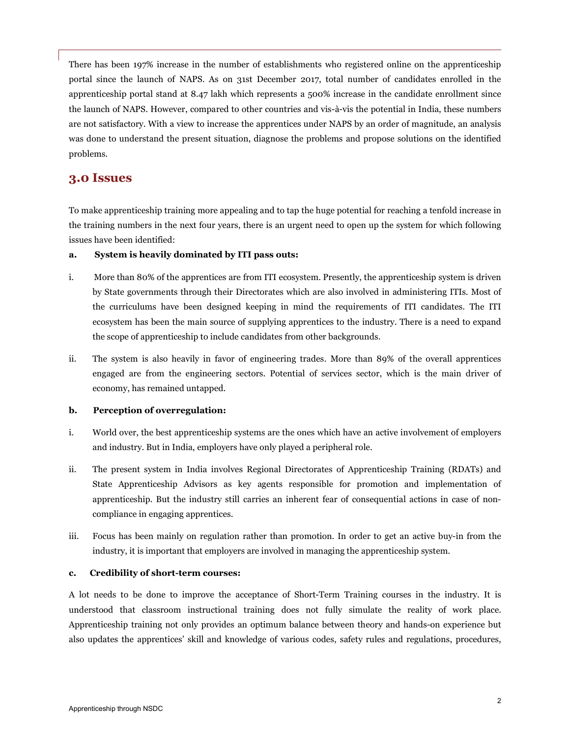There has been 197% increase in the number of establishments who registered online on the apprenticeship portal since the launch of NAPS. As on 31st December 2017, total number of candidates enrolled in the apprenticeship portal stand at 8.47 lakh which represents a 500% increase in the candidate enrollment since the launch of NAPS. However, compared to other countries and vis-à-vis the potential in India, these numbers are not satisfactory. With a view to increase the apprentices under NAPS by an order of magnitude, an analysis was done to understand the present situation, diagnose the problems and propose solutions on the identified problems.

## 3.0 Issues

To make apprenticeship training more appealing and to tap the huge potential for reaching a tenfold increase in the training numbers in the next four years, there is an urgent need to open up the system for which following issues have been identified:

**a. System is heavily dominated by ITI pass outs:**

i. More than 80% of the apprentices are from ITI ecosystem. Presently, the apprenticeship system is driven by State governments through their Directorates which are also involved in administering ITIs. Most of the curriculums have been designed keeping in mind the requirements of ITI candidates. The ITI ecosystem has been the main source of supplying apprentices to the industry. There is a need to expand the scope of apprenticeship to include candidates from other backgrounds.

ii. The system is also heavily in favor of engineering trades. More than 89% of the overall apprentices engaged are from the engineering sectors. Potential of services sector, which is the main driver of economy, has remained untapped.

**b. Perception of overregulation:**

i. World over, the best apprenticeship systems are the ones which have an active involvement of employers and industry. But in India, employers have only played a peripheral role.

ii. The present system in India involves Regional Directorates of Apprenticeship Training (RDATs) and State Apprenticeship Advisors as key agents responsible for promotion and implementation of apprenticeship. But the industry still carries an inherent fear of consequential actions in case of non-compliance in engaging apprentices.

iii. Focus has been mainly on regulation rather than promotion. In order to get an active buy-in from the industry, it is important that employers are involved in managing the apprenticeship system.

**c. Credibility of short-term courses:**

A lot needs to be done to improve the acceptance of Short-Term Training courses in the industry. It is understood that classroom instructional training does not fully simulate the reality of work place. Apprenticeship training not only provides an optimum balance between theory and hands-on experience but also updates the apprentices' skill and knowledge of various codes, safety rules and regulations, procedures,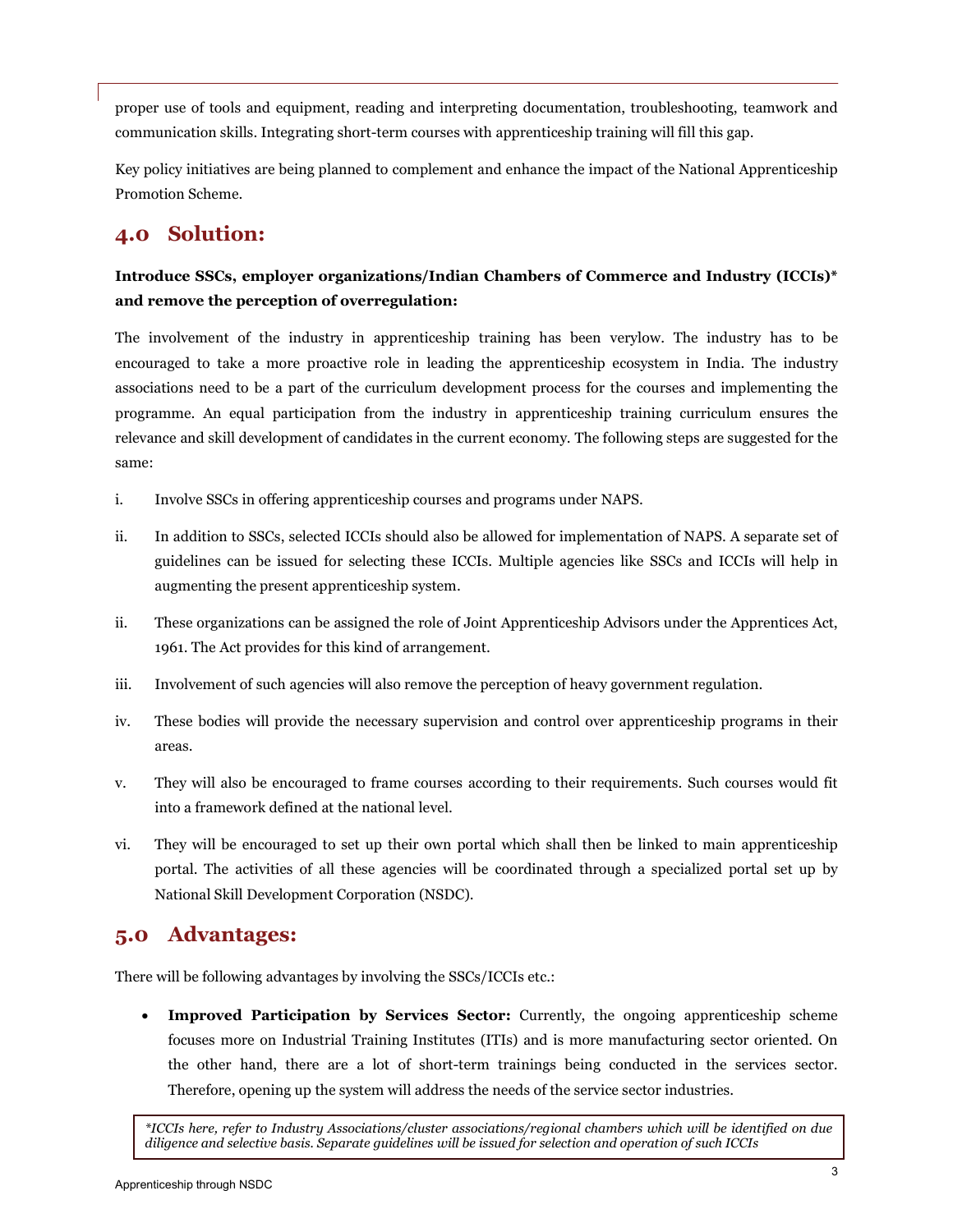proper use of tools and equipment, reading and interpreting documentation, troubleshooting, teamwork and communication skills. Integrating short-term courses with apprenticeship training will fill this gap.

Key policy initiatives are being planned to complement and enhance the impact of the National Apprenticeship Promotion Scheme.

## 4.0 Solution:

**Introduce SSCs, employer organizations/Indian Chambers of Commerce and Industry (ICCIs)* and remove the perception of overregulation:**

The involvement of the industry in apprenticeship training has been verylow. The industry has to be encouraged to take a more proactive role in leading the apprenticeship ecosystem in India. The industry associations need to be a part of the curriculum development process for the courses and implementing the programme. An equal participation from the industry in apprenticeship training curriculum ensures the relevance and skill development of candidates in the current economy. The following steps are suggested for the same:

i. Involve SSCs in offering apprenticeship courses and programs under NAPS.

ii. In addition to SSCs, selected ICCIs should also be allowed for implementation of NAPS. A separate set of guidelines can be issued for selecting these ICCIs. Multiple agencies like SSCs and ICCIs will help in augmenting the present apprenticeship system.

ii. These organizations can be assigned the role of Joint Apprenticeship Advisors under the Apprentices Act, 1961. The Act provides for this kind of arrangement.

iii. Involvement of such agencies will also remove the perception of heavy government regulation.

iv. These bodies will provide the necessary supervision and control over apprenticeship programs in their areas.

v. They will also be encouraged to frame courses according to their requirements. Such courses would fit into a framework defined at the national level.

vi. They will be encouraged to set up their own portal which shall then be linked to main apprenticeship portal. The activities of all these agencies will be coordinated through a specialized portal set up by National Skill Development Corporation (NSDC).

## 5.0 Advantages:

There will be following advantages by involving the SSCs/ICCIs etc.:

- **Improved Participation by Services Sector:** Currently, the ongoing apprenticeship scheme focuses more on Industrial Training Institutes (ITIs) and is more manufacturing sector oriented. On the other hand, there are a lot of short-term trainings being conducted in the services sector. Therefore, opening up the system will address the needs of the service sector industries.

*\*ICCIs here, refer to Industry Associations/cluster associations/regional chambers which will be identified on due diligence and selective basis. Separate guidelines will be issued for selection and operation of such ICCIs*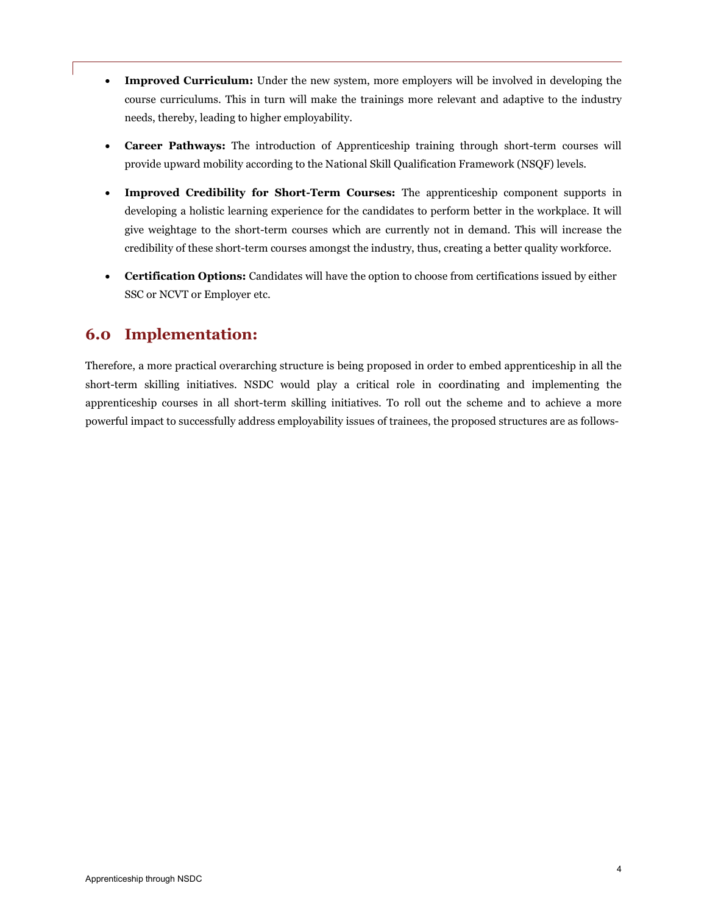- **Improved Curriculum:** Under the new system, more employers will be involved in developing the course curriculums. This in turn will make the trainings more relevant and adaptive to the industry needs, thereby, leading to higher employability.

- **Career Pathways:** The introduction of Apprenticeship training through short-term courses will provide upward mobility according to the National Skill Qualification Framework (NSQF) levels.

- **Improved Credibility for Short-Term Courses:** The apprenticeship component supports in developing a holistic learning experience for the candidates to perform better in the workplace. It will give weightage to the short-term courses which are currently not in demand. This will increase the credibility of these short-term courses amongst the industry, thus, creating a better quality workforce.

- **Certification Options:** Candidates will have the option to choose from certifications issued by either SSC or NCVT or Employer etc.

## 6.0 Implementation:

Therefore, a more practical overarching structure is being proposed in order to embed apprenticeship in all the short-term skilling initiatives. NSDC would play a critical role in coordinating and implementing the apprenticeship courses in all short-term skilling initiatives. To roll out the scheme and to achieve a more powerful impact to successfully address employability issues of trainees, the proposed structures are as follows-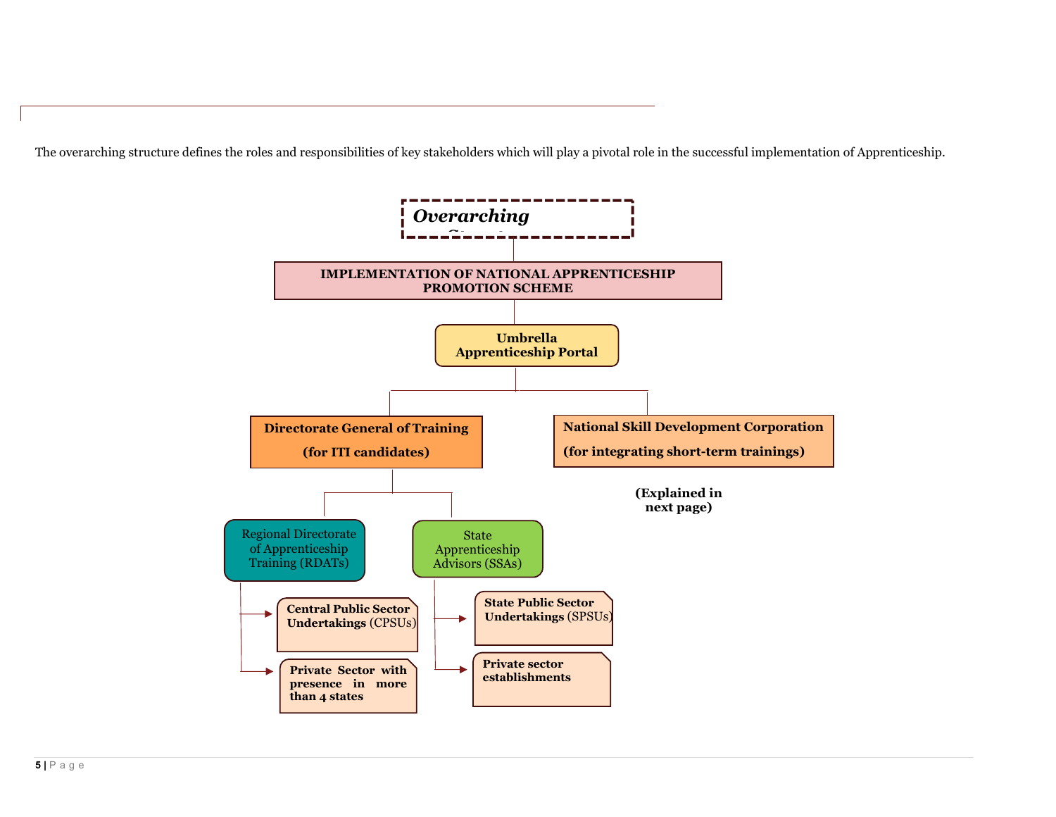The overarching structure defines the roles and responsibilities of key stakeholders which will play a pivotal role in the successful implementation of Apprenticeship.

***Overarching***

**IMPLEMENTATION OF NATIONAL APPRENTICESHIP PROMOTION SCHEME**

**Umbrella Apprenticeship Portal**

**Directorate General of Training**

**(for ITI candidates)**

**National Skill Development Corporation**

**(for integrating short-term trainings)**

**(Explained in next page)**

Regional Directorate of Apprenticeship Training (RDATs)

- **Central Public Sector Undertakings** (CPSUs)
- **Private Sector with presence in more than 4 states**

State Apprenticeship Advisors (SSAs)

- **State Public Sector Undertakings** (SPSUs)
- **Private sector establishments**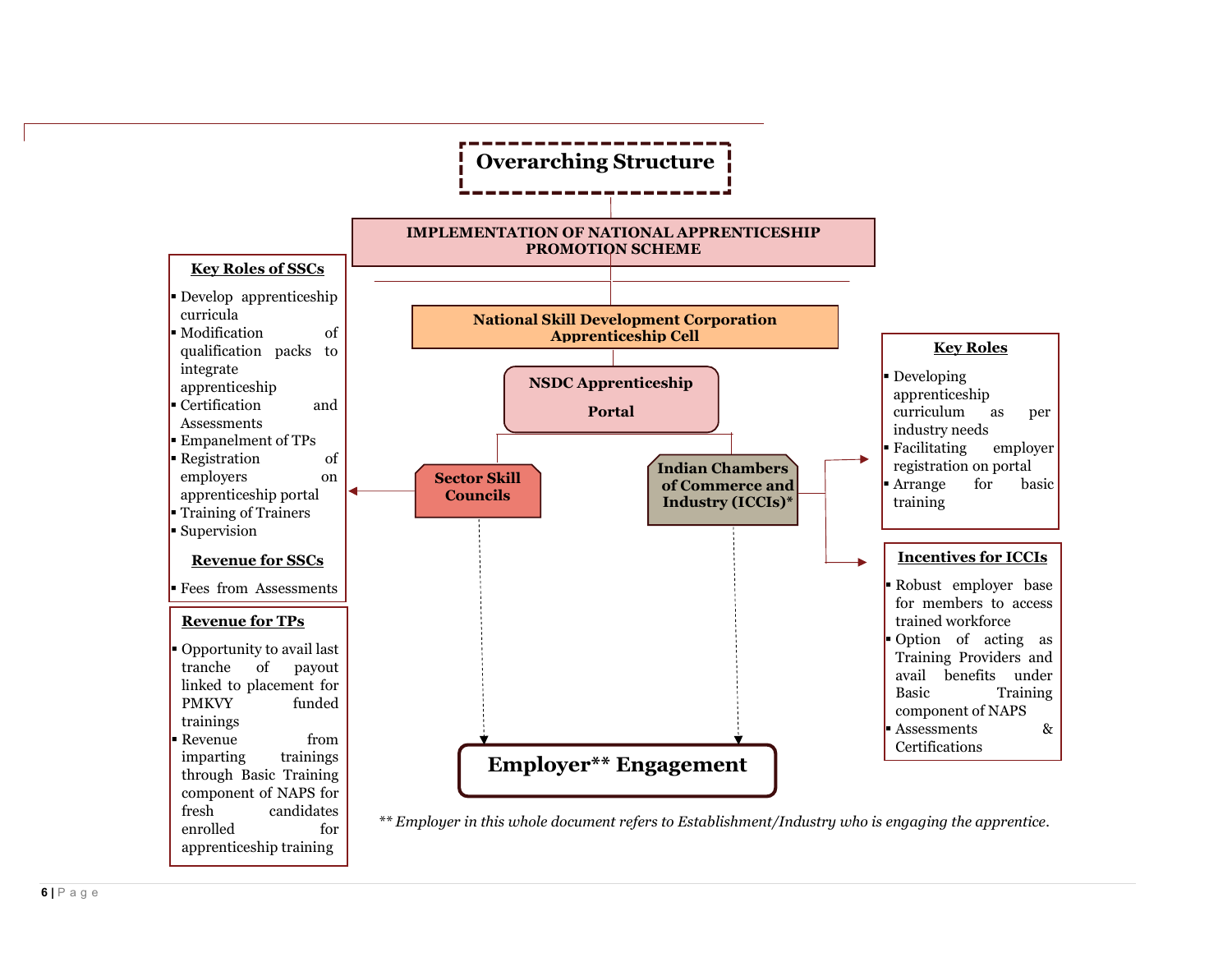# Overarching Structure

**IMPLEMENTATION OF NATIONAL APPRENTICESHIP PROMOTION SCHEME**

**National Skill Development Corporation Apprenticeship Cell**

**NSDC Apprenticeship Portal**

**Sector Skill Councils**

**Indian Chambers of Commerce and Industry (ICCIs)***

**Employer** Engagement**

### Key Roles of SSCs

- Develop apprenticeship curricula
- Modification of qualification packs to integrate apprenticeship
- Certification and Assessments
- Empanelment of TPs
- Registration of employers on apprenticeship portal
- Training of Trainers
- Supervision

### Revenue for SSCs

- Fees from Assessments

### Revenue for TPs

- Opportunity to avail last tranche of payout linked to placement for PMKVY funded trainings
- Revenue from imparting trainings through Basic Training component of NAPS for fresh candidates enrolled for apprenticeship training

### Key Roles

- Developing apprenticeship curriculum as per industry needs
- Facilitating employer registration on portal
- Arrange for basic training

### Incentives for ICCIs

- Robust employer base for members to access trained workforce
- Option of acting as Training Providers and avail benefits under Basic Training component of NAPS
- Assessments & Certifications

*** Employer in this whole document refers to Establishment/Industry who is engaging the apprentice.*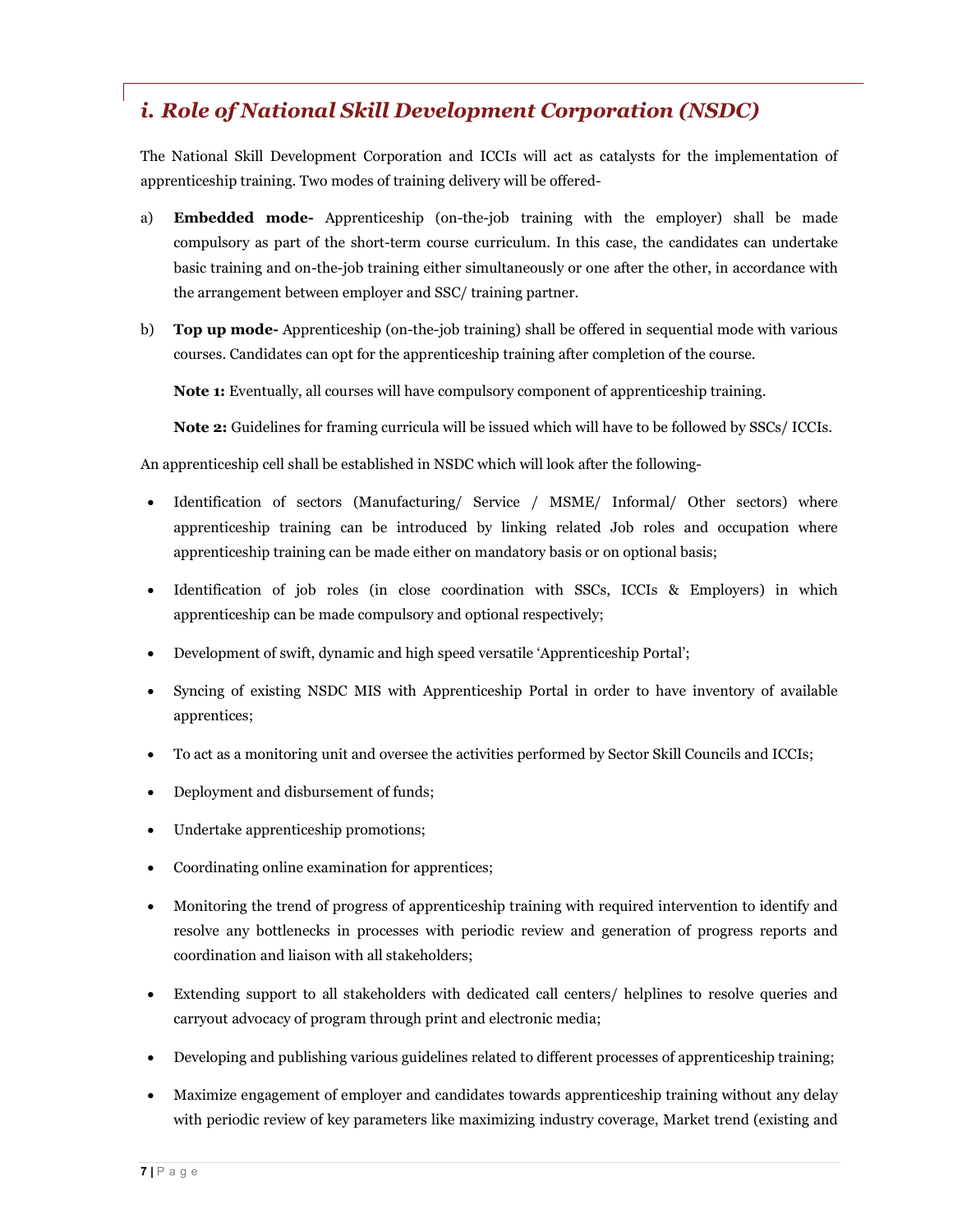## *i. Role of National Skill Development Corporation (NSDC)*

The National Skill Development Corporation and ICCIs will act as catalysts for the implementation of apprenticeship training. Two modes of training delivery will be offered-

a) **Embedded mode-** Apprenticeship (on-the-job training with the employer) shall be made compulsory as part of the short-term course curriculum. In this case, the candidates can undertake basic training and on-the-job training either simultaneously or one after the other, in accordance with the arrangement between employer and SSC/ training partner.

b) **Top up mode-** Apprenticeship (on-the-job training) shall be offered in sequential mode with various courses. Candidates can opt for the apprenticeship training after completion of the course.

   **Note 1:** Eventually, all courses will have compulsory component of apprenticeship training.

   **Note 2:** Guidelines for framing curricula will be issued which will have to be followed by SSCs/ ICCIs.

An apprenticeship cell shall be established in NSDC which will look after the following-

- Identification of sectors (Manufacturing/ Service / MSME/ Informal/ Other sectors) where apprenticeship training can be introduced by linking related Job roles and occupation where apprenticeship training can be made either on mandatory basis or on optional basis;
- Identification of job roles (in close coordination with SSCs, ICCIs & Employers) in which apprenticeship can be made compulsory and optional respectively;
- Development of swift, dynamic and high speed versatile 'Apprenticeship Portal';
- Syncing of existing NSDC MIS with Apprenticeship Portal in order to have inventory of available apprentices;
- To act as a monitoring unit and oversee the activities performed by Sector Skill Councils and ICCIs;
- Deployment and disbursement of funds;
- Undertake apprenticeship promotions;
- Coordinating online examination for apprentices;
- Monitoring the trend of progress of apprenticeship training with required intervention to identify and resolve any bottlenecks in processes with periodic review and generation of progress reports and coordination and liaison with all stakeholders;
- Extending support to all stakeholders with dedicated call centers/ helplines to resolve queries and carryout advocacy of program through print and electronic media;
- Developing and publishing various guidelines related to different processes of apprenticeship training;
- Maximize engagement of employer and candidates towards apprenticeship training without any delay with periodic review of key parameters like maximizing industry coverage, Market trend (existing and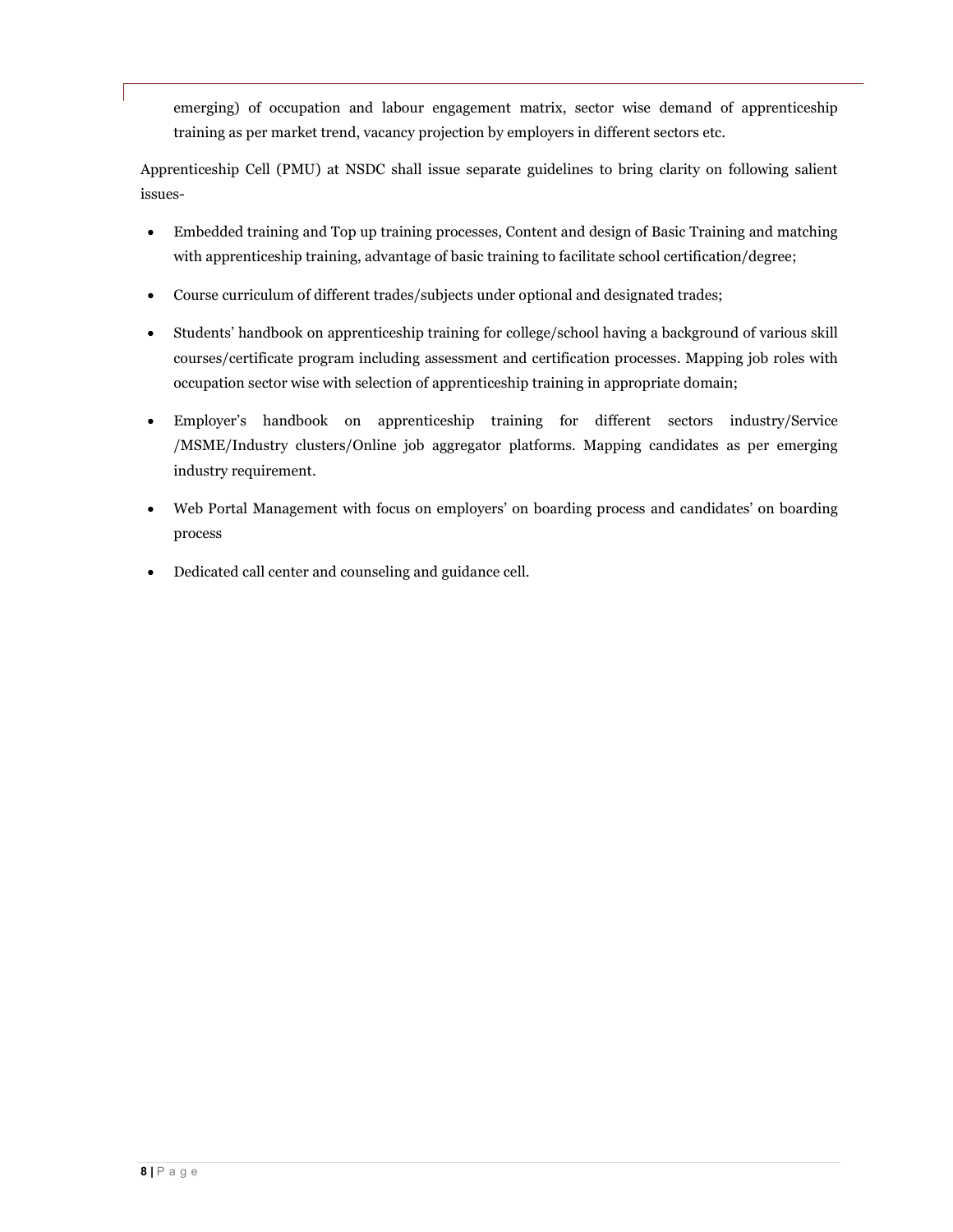emerging) of occupation and labour engagement matrix, sector wise demand of apprenticeship training as per market trend, vacancy projection by employers in different sectors etc.

Apprenticeship Cell (PMU) at NSDC shall issue separate guidelines to bring clarity on following salient issues-

- Embedded training and Top up training processes, Content and design of Basic Training and matching with apprenticeship training, advantage of basic training to facilitate school certification/degree;
- Course curriculum of different trades/subjects under optional and designated trades;
- Students' handbook on apprenticeship training for college/school having a background of various skill courses/certificate program including assessment and certification processes. Mapping job roles with occupation sector wise with selection of apprenticeship training in appropriate domain;
- Employer's handbook on apprenticeship training for different sectors industry/Service /MSME/Industry clusters/Online job aggregator platforms. Mapping candidates as per emerging industry requirement.
- Web Portal Management with focus on employers' on boarding process and candidates' on boarding process
- Dedicated call center and counseling and guidance cell.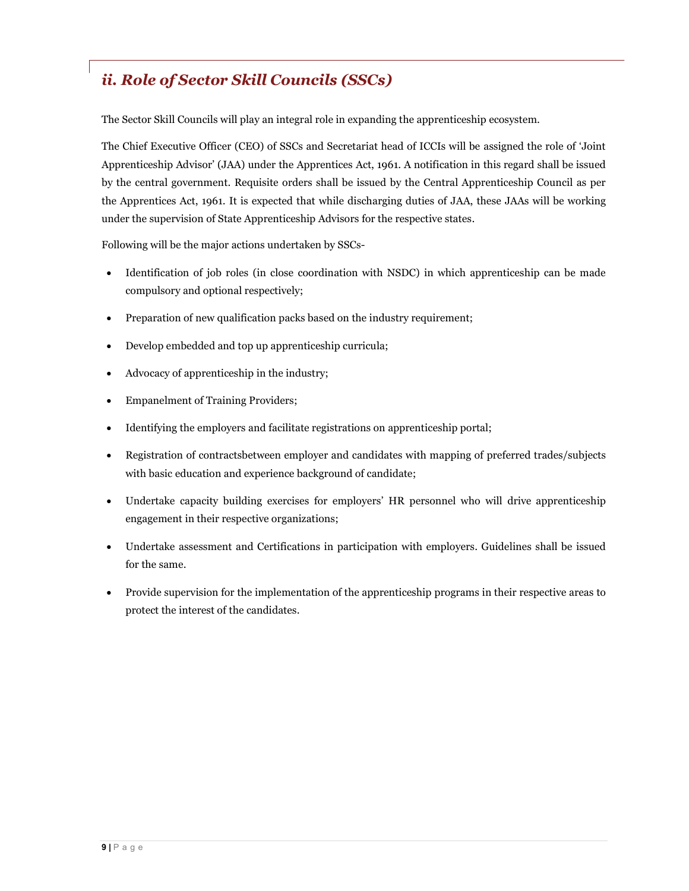## *ii. Role of Sector Skill Councils (SSCs)*

The Sector Skill Councils will play an integral role in expanding the apprenticeship ecosystem.

The Chief Executive Officer (CEO) of SSCs and Secretariat head of ICCIs will be assigned the role of 'Joint Apprenticeship Advisor' (JAA) under the Apprentices Act, 1961. A notification in this regard shall be issued by the central government. Requisite orders shall be issued by the Central Apprenticeship Council as per the Apprentices Act, 1961. It is expected that while discharging duties of JAA, these JAAs will be working under the supervision of State Apprenticeship Advisors for the respective states.

Following will be the major actions undertaken by SSCs-

- Identification of job roles (in close coordination with NSDC) in which apprenticeship can be made compulsory and optional respectively;
- Preparation of new qualification packs based on the industry requirement;
- Develop embedded and top up apprenticeship curricula;
- Advocacy of apprenticeship in the industry;
- Empanelment of Training Providers;
- Identifying the employers and facilitate registrations on apprenticeship portal;
- Registration of contractsbetween employer and candidates with mapping of preferred trades/subjects with basic education and experience background of candidate;
- Undertake capacity building exercises for employers' HR personnel who will drive apprenticeship engagement in their respective organizations;
- Undertake assessment and Certifications in participation with employers. Guidelines shall be issued for the same.
- Provide supervision for the implementation of the apprenticeship programs in their respective areas to protect the interest of the candidates.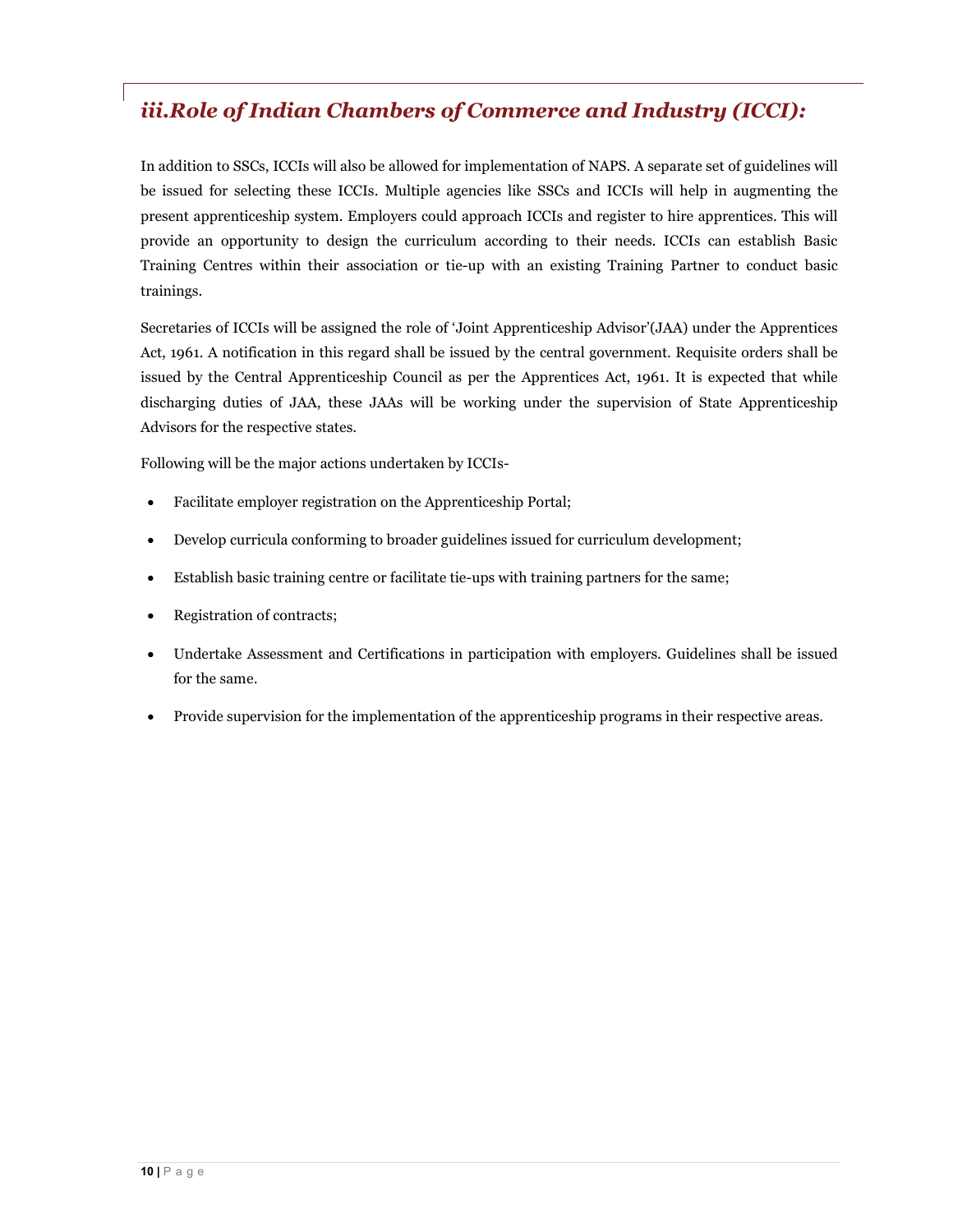## *iii.Role of Indian Chambers of Commerce and Industry (ICCI):*

In addition to SSCs, ICCIs will also be allowed for implementation of NAPS. A separate set of guidelines will be issued for selecting these ICCIs. Multiple agencies like SSCs and ICCIs will help in augmenting the present apprenticeship system. Employers could approach ICCIs and register to hire apprentices. This will provide an opportunity to design the curriculum according to their needs. ICCIs can establish Basic Training Centres within their association or tie-up with an existing Training Partner to conduct basic trainings.

Secretaries of ICCIs will be assigned the role of 'Joint Apprenticeship Advisor'(JAA) under the Apprentices Act, 1961. A notification in this regard shall be issued by the central government. Requisite orders shall be issued by the Central Apprenticeship Council as per the Apprentices Act, 1961. It is expected that while discharging duties of JAA, these JAAs will be working under the supervision of State Apprenticeship Advisors for the respective states.

Following will be the major actions undertaken by ICCIs-

- Facilitate employer registration on the Apprenticeship Portal;
- Develop curricula conforming to broader guidelines issued for curriculum development;
- Establish basic training centre or facilitate tie-ups with training partners for the same;
- Registration of contracts;
- Undertake Assessment and Certifications in participation with employers. Guidelines shall be issued for the same.
- Provide supervision for the implementation of the apprenticeship programs in their respective areas.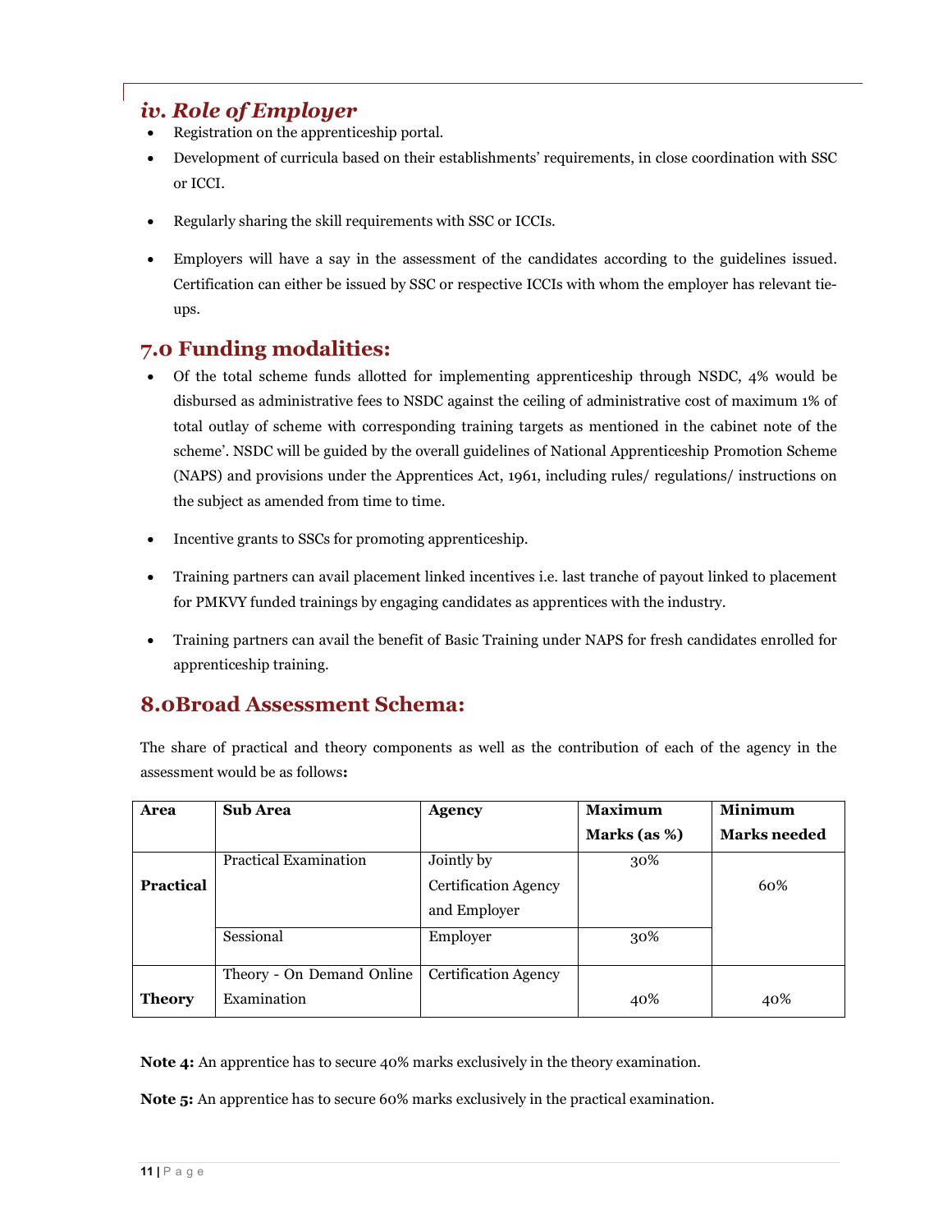### *iv. Role of Employer*

- Registration on the apprenticeship portal.
- Development of curricula based on their establishments' requirements, in close coordination with SSC or ICCI.
- Regularly sharing the skill requirements with SSC or ICCIs.
- Employers will have a say in the assessment of the candidates according to the guidelines issued. Certification can either be issued by SSC or respective ICCIs with whom the employer has relevant tie-ups.

## 7.0 Funding modalities:

- Of the total scheme funds allotted for implementing apprenticeship through NSDC, 4% would be disbursed as administrative fees to NSDC against the ceiling of administrative cost of maximum 1% of total outlay of scheme with corresponding training targets as mentioned in the cabinet note of the scheme'. NSDC will be guided by the overall guidelines of National Apprenticeship Promotion Scheme (NAPS) and provisions under the Apprentices Act, 1961, including rules/ regulations/ instructions on the subject as amended from time to time.
- Incentive grants to SSCs for promoting apprenticeship.
- Training partners can avail placement linked incentives i.e. last tranche of payout linked to placement for PMKVY funded trainings by engaging candidates as apprentices with the industry.
- Training partners can avail the benefit of Basic Training under NAPS for fresh candidates enrolled for apprenticeship training.

## 8.0Broad Assessment Schema:

The share of practical and theory components as well as the contribution of each of the agency in the assessment would be as follows**:**

| **Area** | **Sub Area** | **Agency** | **Maximum Marks (as %)** | **Minimum Marks needed** |
|---|---|---|---|---|
| **Practical** | Practical Examination | Jointly by Certification Agency and Employer | 30% | 60% |
| | Sessional | Employer | 30% | |
| **Theory** | Theory - On Demand Online Examination | Certification Agency | 40% | 40% |

**Note 4:** An apprentice has to secure 40% marks exclusively in the theory examination.

**Note 5:** An apprentice has to secure 60% marks exclusively in the practical examination.